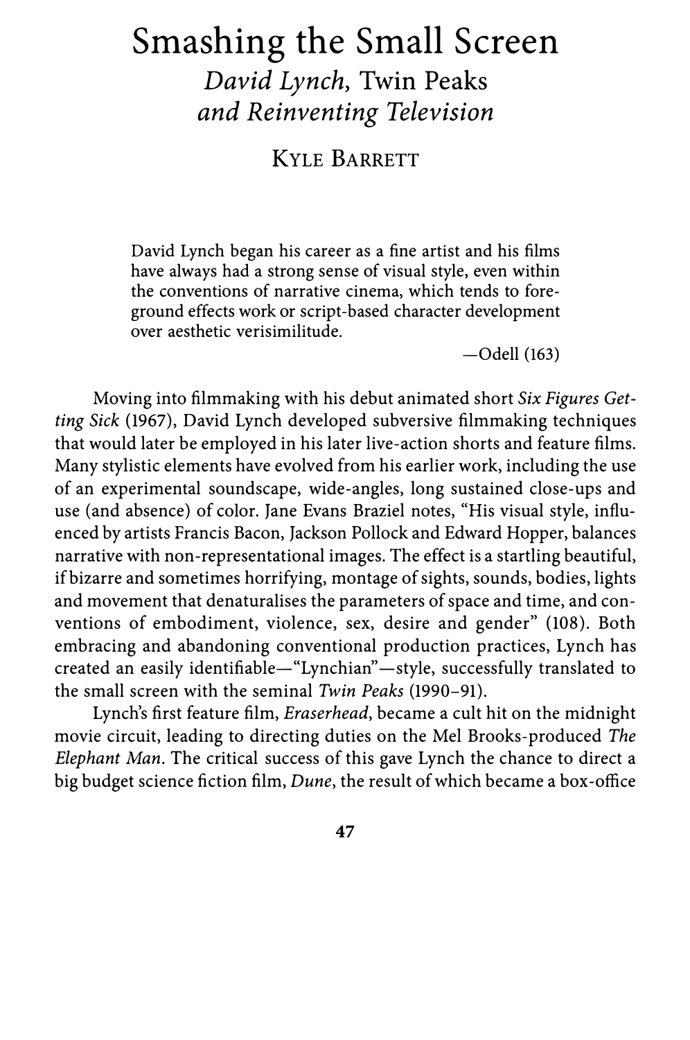# Smashing the Small Screen

## *David Lynch,* Twin Peaks *and Reinventing Television*

### Kyle Barrett

> David Lynch began his career as a fine artist and his films have always had a strong sense of visual style, even within the conventions of narrative cinema, which tends to foreground effects work or script-based character development over aesthetic verisimilitude.
>
> —Odell (163)

Moving into filmmaking with his debut animated short *Six Figures Getting Sick* (1967), David Lynch developed subversive filmmaking techniques that would later be employed in his later live-action shorts and feature films. Many stylistic elements have evolved from his earlier work, including the use of an experimental soundscape, wide-angles, long sustained close-ups and use (and absence) of color. Jane Evans Braziel notes, "His visual style, influenced by artists Francis Bacon, Jackson Pollock and Edward Hopper, balances narrative with non-representational images. The effect is a startling beautiful, if bizarre and sometimes horrifying, montage of sights, sounds, bodies, lights and movement that denaturalises the parameters of space and time, and conventions of embodiment, violence, sex, desire and gender" (108). Both embracing and abandoning conventional production practices, Lynch has created an easily identifiable—"Lynchian"—style, successfully translated to the small screen with the seminal *Twin Peaks* (1990–91).

Lynch's first feature film, *Eraserhead*, became a cult hit on the midnight movie circuit, leading to directing duties on the Mel Brooks-produced *The Elephant Man*. The critical success of this gave Lynch the chance to direct a big budget science fiction film, *Dune*, the result of which became a box-office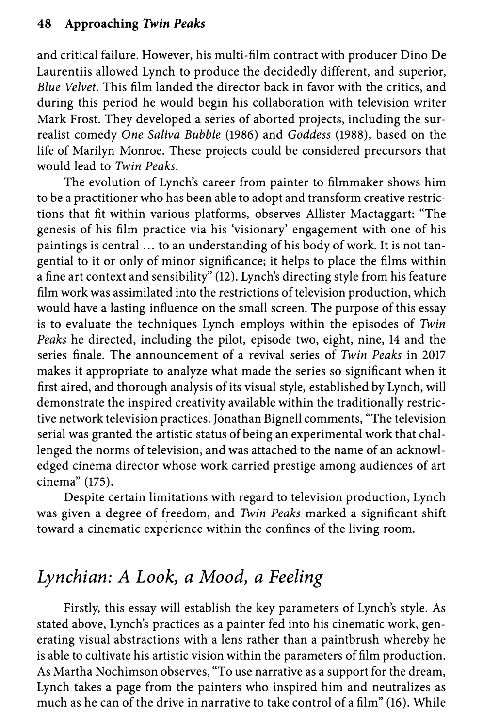and critical failure. However, his multi-film contract with producer Dino De Laurentiis allowed Lynch to produce the decidedly different, and superior, *Blue Velvet*. This film landed the director back in favor with the critics, and during this period he would begin his collaboration with television writer Mark Frost. They developed a series of aborted projects, including the surrealist comedy *One Saliva Bubble* (1986) and *Goddess* (1988), based on the life of Marilyn Monroe. These projects could be considered precursors that would lead to *Twin Peaks*.

The evolution of Lynch's career from painter to filmmaker shows him to be a practitioner who has been able to adopt and transform creative restrictions that fit within various platforms, observes Allister Mactaggart: "The genesis of his film practice via his 'visionary' engagement with one of his paintings is central … to an understanding of his body of work. It is not tangential to it or only of minor significance; it helps to place the films within a fine art context and sensibility" (12). Lynch's directing style from his feature film work was assimilated into the restrictions of television production, which would have a lasting influence on the small screen. The purpose of this essay is to evaluate the techniques Lynch employs within the episodes of *Twin Peaks* he directed, including the pilot, episode two, eight, nine, 14 and the series finale. The announcement of a revival series of *Twin Peaks* in 2017 makes it appropriate to analyze what made the series so significant when it first aired, and thorough analysis of its visual style, established by Lynch, will demonstrate the inspired creativity available within the traditionally restrictive network television practices. Jonathan Bignell comments, "The television serial was granted the artistic status of being an experimental work that challenged the norms of television, and was attached to the name of an acknowledged cinema director whose work carried prestige among audiences of art cinema" (175).

Despite certain limitations with regard to television production, Lynch was given a degree of freedom, and *Twin Peaks* marked a significant shift toward a cinematic experience within the confines of the living room.

## *Lynchian: A Look, a Mood, a Feeling*

Firstly, this essay will establish the key parameters of Lynch's style. As stated above, Lynch's practices as a painter fed into his cinematic work, generating visual abstractions with a lens rather than a paintbrush whereby he is able to cultivate his artistic vision within the parameters of film production. As Martha Nochimson observes, "To use narrative as a support for the dream, Lynch takes a page from the painters who inspired him and neutralizes as much as he can of the drive in narrative to take control of a film" (16). While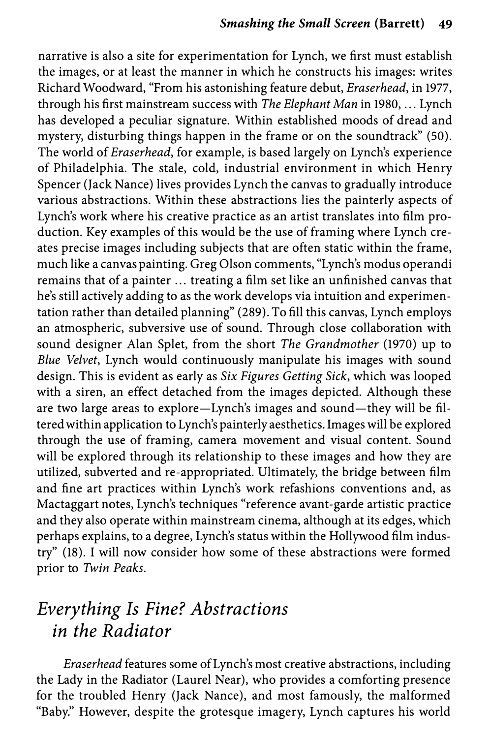narrative is also a site for experimentation for Lynch, we first must establish the images, or at least the manner in which he constructs his images: writes Richard Woodward, "From his astonishing feature debut, *Eraserhead*, in 1977, through his first mainstream success with *The Elephant Man* in 1980, … Lynch has developed a peculiar signature. Within established moods of dread and mystery, disturbing things happen in the frame or on the soundtrack" (50). The world of *Eraserhead*, for example, is based largely on Lynch's experience of Philadelphia. The stale, cold, industrial environment in which Henry Spencer (Jack Nance) lives provides Lynch the canvas to gradually introduce various abstractions. Within these abstractions lies the painterly aspects of Lynch's work where his creative practice as an artist translates into film production. Key examples of this would be the use of framing where Lynch creates precise images including subjects that are often static within the frame, much like a canvas painting. Greg Olson comments, "Lynch's modus operandi remains that of a painter … treating a film set like an unfinished canvas that he's still actively adding to as the work develops via intuition and experimentation rather than detailed planning" (289). To fill this canvas, Lynch employs an atmospheric, subversive use of sound. Through close collaboration with sound designer Alan Splet, from the short *The Grandmother* (1970) up to *Blue Velvet*, Lynch would continuously manipulate his images with sound design. This is evident as early as *Six Figures Getting Sick*, which was looped with a siren, an effect detached from the images depicted. Although these are two large areas to explore—Lynch's images and sound—they will be filtered within application to Lynch's painterly aesthetics. Images will be explored through the use of framing, camera movement and visual content. Sound will be explored through its relationship to these images and how they are utilized, subverted and re-appropriated. Ultimately, the bridge between film and fine art practices within Lynch's work refashions conventions and, as Mactaggart notes, Lynch's techniques "reference avant-garde artistic practice and they also operate within mainstream cinema, although at its edges, which perhaps explains, to a degree, Lynch's status within the Hollywood film industry" (18). I will now consider how some of these abstractions were formed prior to *Twin Peaks*.

## *Everything Is Fine? Abstractions in the Radiator*

*Eraserhead* features some of Lynch's most creative abstractions, including the Lady in the Radiator (Laurel Near), who provides a comforting presence for the troubled Henry (Jack Nance), and most famously, the malformed "Baby." However, despite the grotesque imagery, Lynch captures his world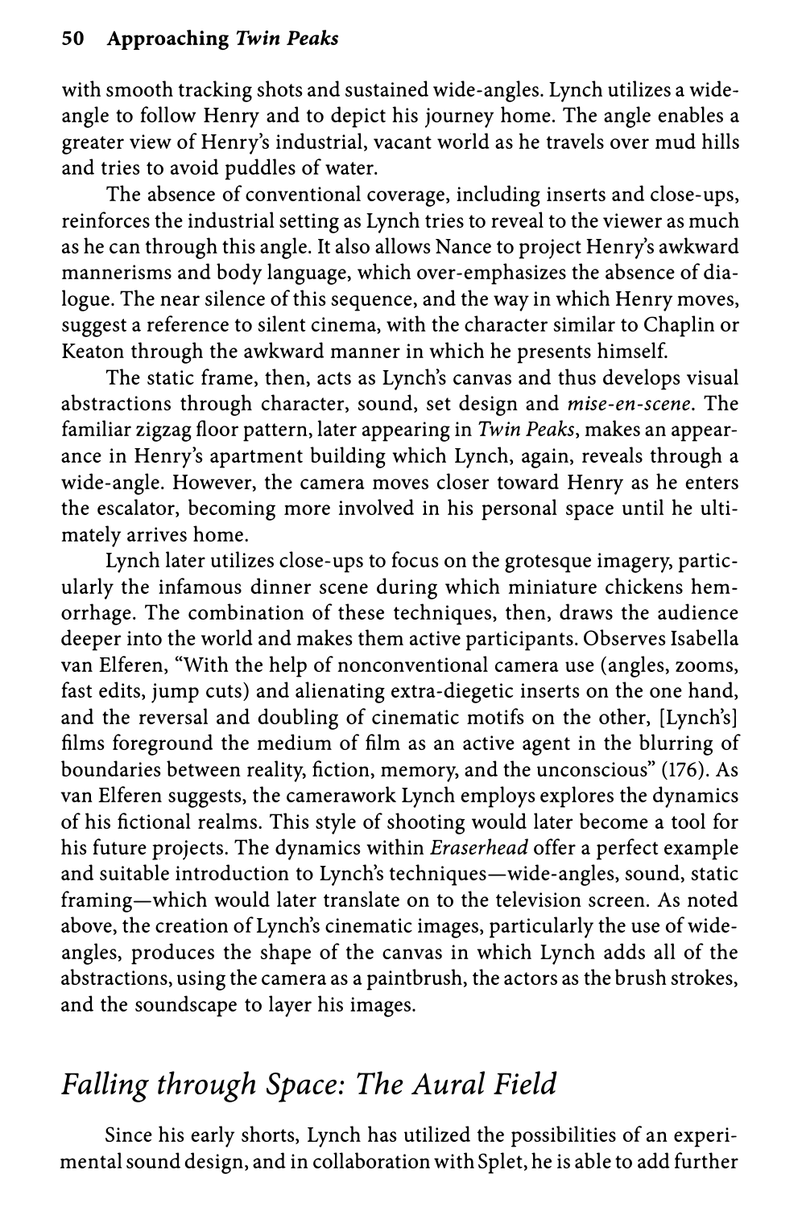with smooth tracking shots and sustained wide-angles. Lynch utilizes a wide-angle to follow Henry and to depict his journey home. The angle enables a greater view of Henry's industrial, vacant world as he travels over mud hills and tries to avoid puddles of water.

The absence of conventional coverage, including inserts and close-ups, reinforces the industrial setting as Lynch tries to reveal to the viewer as much as he can through this angle. It also allows Nance to project Henry's awkward mannerisms and body language, which over-emphasizes the absence of dialogue. The near silence of this sequence, and the way in which Henry moves, suggest a reference to silent cinema, with the character similar to Chaplin or Keaton through the awkward manner in which he presents himself.

The static frame, then, acts as Lynch's canvas and thus develops visual abstractions through character, sound, set design and *mise-en-scene*. The familiar zigzag floor pattern, later appearing in *Twin Peaks*, makes an appearance in Henry's apartment building which Lynch, again, reveals through a wide-angle. However, the camera moves closer toward Henry as he enters the escalator, becoming more involved in his personal space until he ultimately arrives home.

Lynch later utilizes close-ups to focus on the grotesque imagery, particularly the infamous dinner scene during which miniature chickens hemorrhage. The combination of these techniques, then, draws the audience deeper into the world and makes them active participants. Observes Isabella van Elferen, "With the help of nonconventional camera use (angles, zooms, fast edits, jump cuts) and alienating extra-diegetic inserts on the one hand, and the reversal and doubling of cinematic motifs on the other, [Lynch's] films foreground the medium of film as an active agent in the blurring of boundaries between reality, fiction, memory, and the unconscious" (176). As van Elferen suggests, the camerawork Lynch employs explores the dynamics of his fictional realms. This style of shooting would later become a tool for his future projects. The dynamics within *Eraserhead* offer a perfect example and suitable introduction to Lynch's techniques—wide-angles, sound, static framing—which would later translate on to the television screen. As noted above, the creation of Lynch's cinematic images, particularly the use of wide-angles, produces the shape of the canvas in which Lynch adds all of the abstractions, using the camera as a paintbrush, the actors as the brush strokes, and the soundscape to layer his images.

## *Falling through Space: The Aural Field*

Since his early shorts, Lynch has utilized the possibilities of an experimental sound design, and in collaboration with Splet, he is able to add further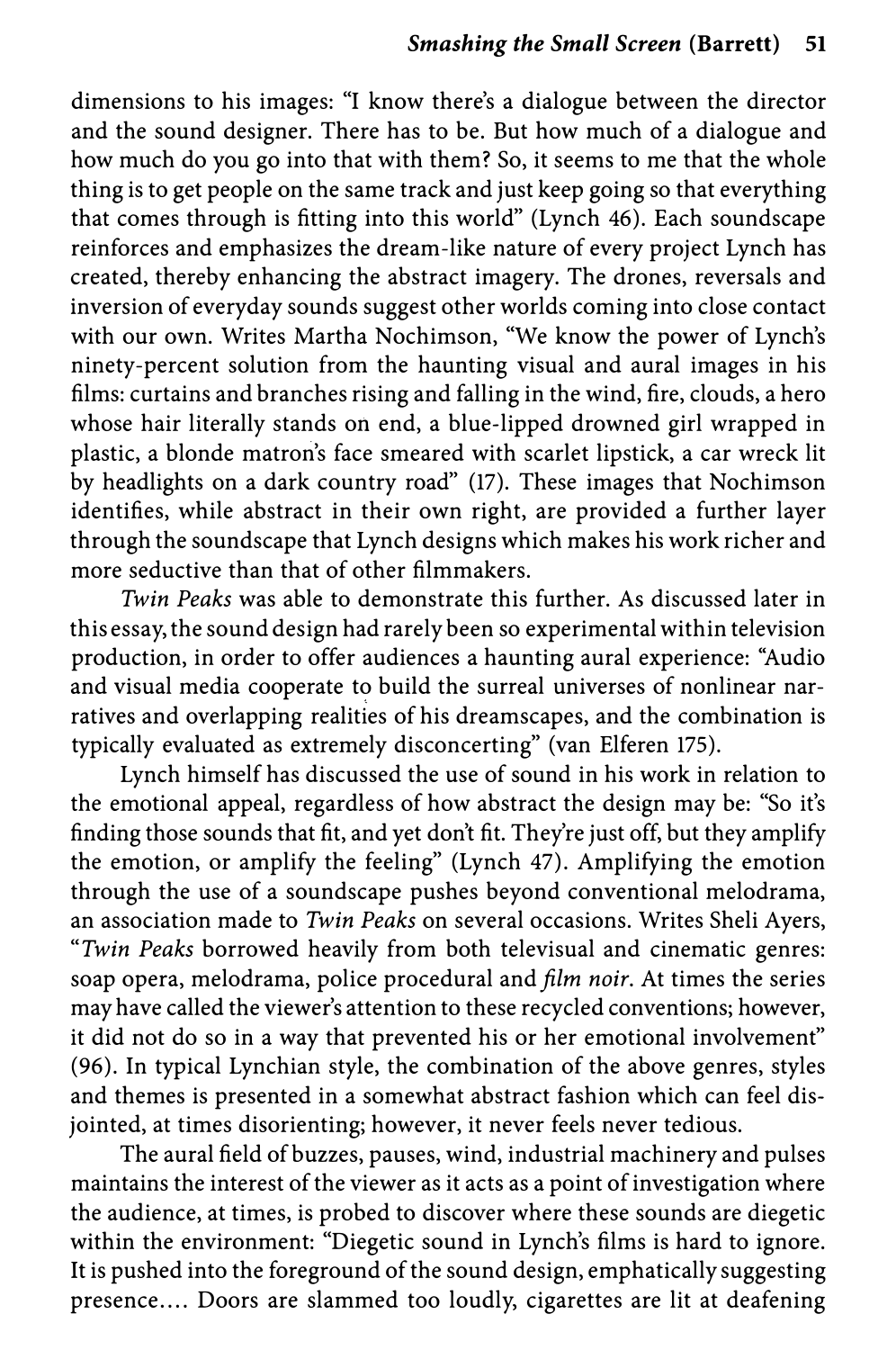dimensions to his images: "I know there's a dialogue between the director and the sound designer. There has to be. But how much of a dialogue and how much do you go into that with them? So, it seems to me that the whole thing is to get people on the same track and just keep going so that everything that comes through is fitting into this world" (Lynch 46). Each soundscape reinforces and emphasizes the dream-like nature of every project Lynch has created, thereby enhancing the abstract imagery. The drones, reversals and inversion of everyday sounds suggest other worlds coming into close contact with our own. Writes Martha Nochimson, "We know the power of Lynch's ninety-percent solution from the haunting visual and aural images in his films: curtains and branches rising and falling in the wind, fire, clouds, a hero whose hair literally stands on end, a blue-lipped drowned girl wrapped in plastic, a blonde matron's face smeared with scarlet lipstick, a car wreck lit by headlights on a dark country road" (17). These images that Nochimson identifies, while abstract in their own right, are provided a further layer through the soundscape that Lynch designs which makes his work richer and more seductive than that of other filmmakers.

*Twin Peaks* was able to demonstrate this further. As discussed later in this essay, the sound design had rarely been so experimental within television production, in order to offer audiences a haunting aural experience: "Audio and visual media cooperate to build the surreal universes of nonlinear narratives and overlapping realities of his dreamscapes, and the combination is typically evaluated as extremely disconcerting" (van Elferen 175).

Lynch himself has discussed the use of sound in his work in relation to the emotional appeal, regardless of how abstract the design may be: "So it's finding those sounds that fit, and yet don't fit. They're just off, but they amplify the emotion, or amplify the feeling" (Lynch 47). Amplifying the emotion through the use of a soundscape pushes beyond conventional melodrama, an association made to *Twin Peaks* on several occasions. Writes Sheli Ayers, "*Twin Peaks* borrowed heavily from both televisual and cinematic genres: soap opera, melodrama, police procedural and *film noir*. At times the series may have called the viewer's attention to these recycled conventions; however, it did not do so in a way that prevented his or her emotional involvement" (96). In typical Lynchian style, the combination of the above genres, styles and themes is presented in a somewhat abstract fashion which can feel disjointed, at times disorienting; however, it never feels never tedious.

The aural field of buzzes, pauses, wind, industrial machinery and pulses maintains the interest of the viewer as it acts as a point of investigation where the audience, at times, is probed to discover where these sounds are diegetic within the environment: "Diegetic sound in Lynch's films is hard to ignore. It is pushed into the foreground of the sound design, emphatically suggesting presence.... Doors are slammed too loudly, cigarettes are lit at deafening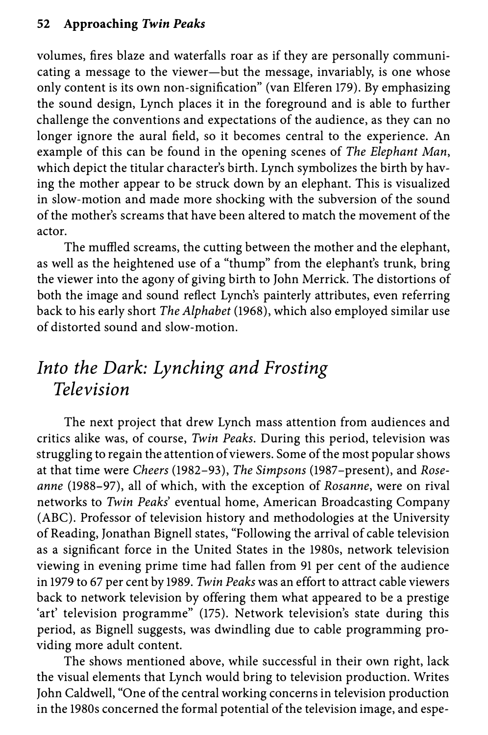volumes, fires blaze and waterfalls roar as if they are personally communicating a message to the viewer—but the message, invariably, is one whose only content is its own non-signification" (van Elferen 179). By emphasizing the sound design, Lynch places it in the foreground and is able to further challenge the conventions and expectations of the audience, as they can no longer ignore the aural field, so it becomes central to the experience. An example of this can be found in the opening scenes of *The Elephant Man*, which depict the titular character's birth. Lynch symbolizes the birth by having the mother appear to be struck down by an elephant. This is visualized in slow-motion and made more shocking with the subversion of the sound of the mother's screams that have been altered to match the movement of the actor.

The muffled screams, the cutting between the mother and the elephant, as well as the heightened use of a "thump" from the elephant's trunk, bring the viewer into the agony of giving birth to John Merrick. The distortions of both the image and sound reflect Lynch's painterly attributes, even referring back to his early short *The Alphabet* (1968), which also employed similar use of distorted sound and slow-motion.

## *Into the Dark: Lynching and Frosting Television*

The next project that drew Lynch mass attention from audiences and critics alike was, of course, *Twin Peaks*. During this period, television was struggling to regain the attention of viewers. Some of the most popular shows at that time were *Cheers* (1982–93), *The Simpsons* (1987–present), and *Roseanne* (1988–97), all of which, with the exception of *Rosanne*, were on rival networks to *Twin Peaks*' eventual home, American Broadcasting Company (ABC). Professor of television history and methodologies at the University of Reading, Jonathan Bignell states, "Following the arrival of cable television as a significant force in the United States in the 1980s, network television viewing in evening prime time had fallen from 91 per cent of the audience in 1979 to 67 per cent by 1989. *Twin Peaks* was an effort to attract cable viewers back to network television by offering them what appeared to be a prestige 'art' television programme" (175). Network television's state during this period, as Bignell suggests, was dwindling due to cable programming providing more adult content.

The shows mentioned above, while successful in their own right, lack the visual elements that Lynch would bring to television production. Writes John Caldwell, "One of the central working concerns in television production in the 1980s concerned the formal potential of the television image, and espe-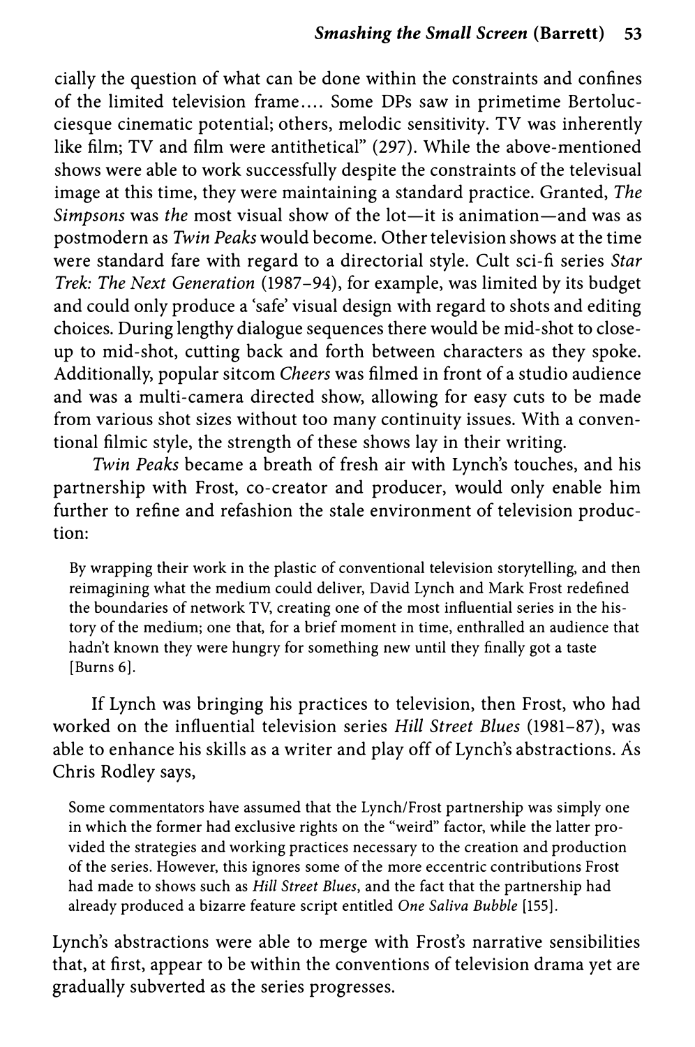cially the question of what can be done within the constraints and confines of the limited television frame.... Some DPs saw in primetime Bertolucciesque cinematic potential; others, melodic sensitivity. TV was inherently like film; TV and film were antithetical" (297). While the above-mentioned shows were able to work successfully despite the constraints of the televisual image at this time, they were maintaining a standard practice. Granted, *The Simpsons* was *the* most visual show of the lot—it is animation—and was as postmodern as *Twin Peaks* would become. Other television shows at the time were standard fare with regard to a directorial style. Cult sci-fi series *Star Trek: The Next Generation* (1987–94), for example, was limited by its budget and could only produce a 'safe' visual design with regard to shots and editing choices. During lengthy dialogue sequences there would be mid-shot to close-up to mid-shot, cutting back and forth between characters as they spoke. Additionally, popular sitcom *Cheers* was filmed in front of a studio audience and was a multi-camera directed show, allowing for easy cuts to be made from various shot sizes without too many continuity issues. With a conventional filmic style, the strength of these shows lay in their writing.

*Twin Peaks* became a breath of fresh air with Lynch's touches, and his partnership with Frost, co-creator and producer, would only enable him further to refine and refashion the stale environment of television production:

> By wrapping their work in the plastic of conventional television storytelling, and then reimagining what the medium could deliver, David Lynch and Mark Frost redefined the boundaries of network TV, creating one of the most influential series in the history of the medium; one that, for a brief moment in time, enthralled an audience that hadn't known they were hungry for something new until they finally got a taste [Burns 6].

If Lynch was bringing his practices to television, then Frost, who had worked on the influential television series *Hill Street Blues* (1981–87), was able to enhance his skills as a writer and play off of Lynch's abstractions. As Chris Rodley says,

> Some commentators have assumed that the Lynch/Frost partnership was simply one in which the former had exclusive rights on the "weird" factor, while the latter provided the strategies and working practices necessary to the creation and production of the series. However, this ignores some of the more eccentric contributions Frost had made to shows such as *Hill Street Blues*, and the fact that the partnership had already produced a bizarre feature script entitled *One Saliva Bubble* [155].

Lynch's abstractions were able to merge with Frost's narrative sensibilities that, at first, appear to be within the conventions of television drama yet are gradually subverted as the series progresses.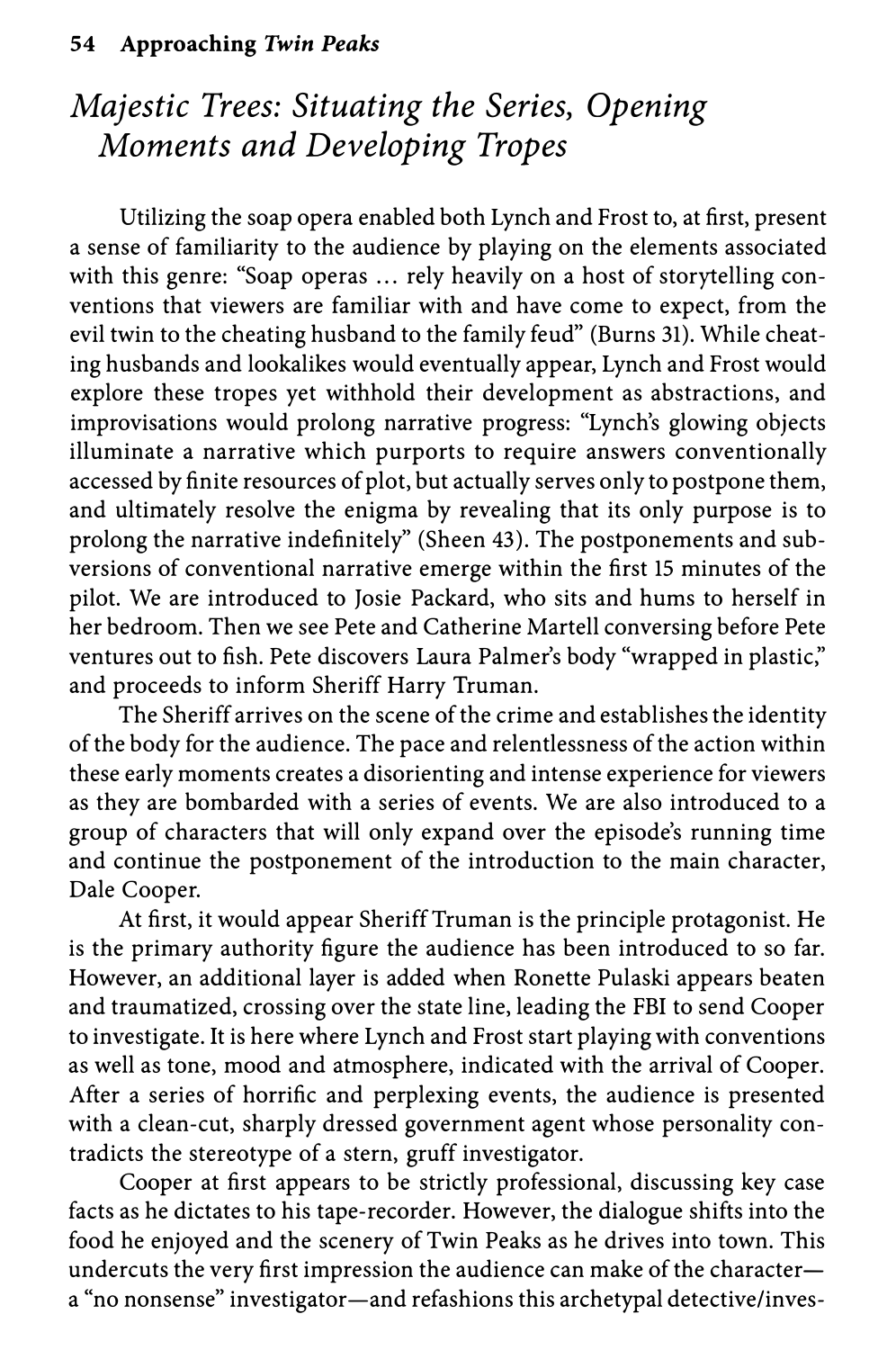## *Majestic Trees: Situating the Series, Opening Moments and Developing Tropes*

Utilizing the soap opera enabled both Lynch and Frost to, at first, present a sense of familiarity to the audience by playing on the elements associated with this genre: "Soap operas … rely heavily on a host of storytelling conventions that viewers are familiar with and have come to expect, from the evil twin to the cheating husband to the family feud" (Burns 31). While cheating husbands and lookalikes would eventually appear, Lynch and Frost would explore these tropes yet withhold their development as abstractions, and improvisations would prolong narrative progress: "Lynch's glowing objects illuminate a narrative which purports to require answers conventionally accessed by finite resources of plot, but actually serves only to postpone them, and ultimately resolve the enigma by revealing that its only purpose is to prolong the narrative indefinitely" (Sheen 43). The postponements and subversions of conventional narrative emerge within the first 15 minutes of the pilot. We are introduced to Josie Packard, who sits and hums to herself in her bedroom. Then we see Pete and Catherine Martell conversing before Pete ventures out to fish. Pete discovers Laura Palmer's body "wrapped in plastic," and proceeds to inform Sheriff Harry Truman.

The Sheriff arrives on the scene of the crime and establishes the identity of the body for the audience. The pace and relentlessness of the action within these early moments creates a disorienting and intense experience for viewers as they are bombarded with a series of events. We are also introduced to a group of characters that will only expand over the episode's running time and continue the postponement of the introduction to the main character, Dale Cooper.

At first, it would appear Sheriff Truman is the principle protagonist. He is the primary authority figure the audience has been introduced to so far. However, an additional layer is added when Ronette Pulaski appears beaten and traumatized, crossing over the state line, leading the FBI to send Cooper to investigate. It is here where Lynch and Frost start playing with conventions as well as tone, mood and atmosphere, indicated with the arrival of Cooper. After a series of horrific and perplexing events, the audience is presented with a clean-cut, sharply dressed government agent whose personality contradicts the stereotype of a stern, gruff investigator.

Cooper at first appears to be strictly professional, discussing key case facts as he dictates to his tape-recorder. However, the dialogue shifts into the food he enjoyed and the scenery of Twin Peaks as he drives into town. This undercuts the very first impression the audience can make of the character—a "no nonsense" investigator—and refashions this archetypal detective/inves-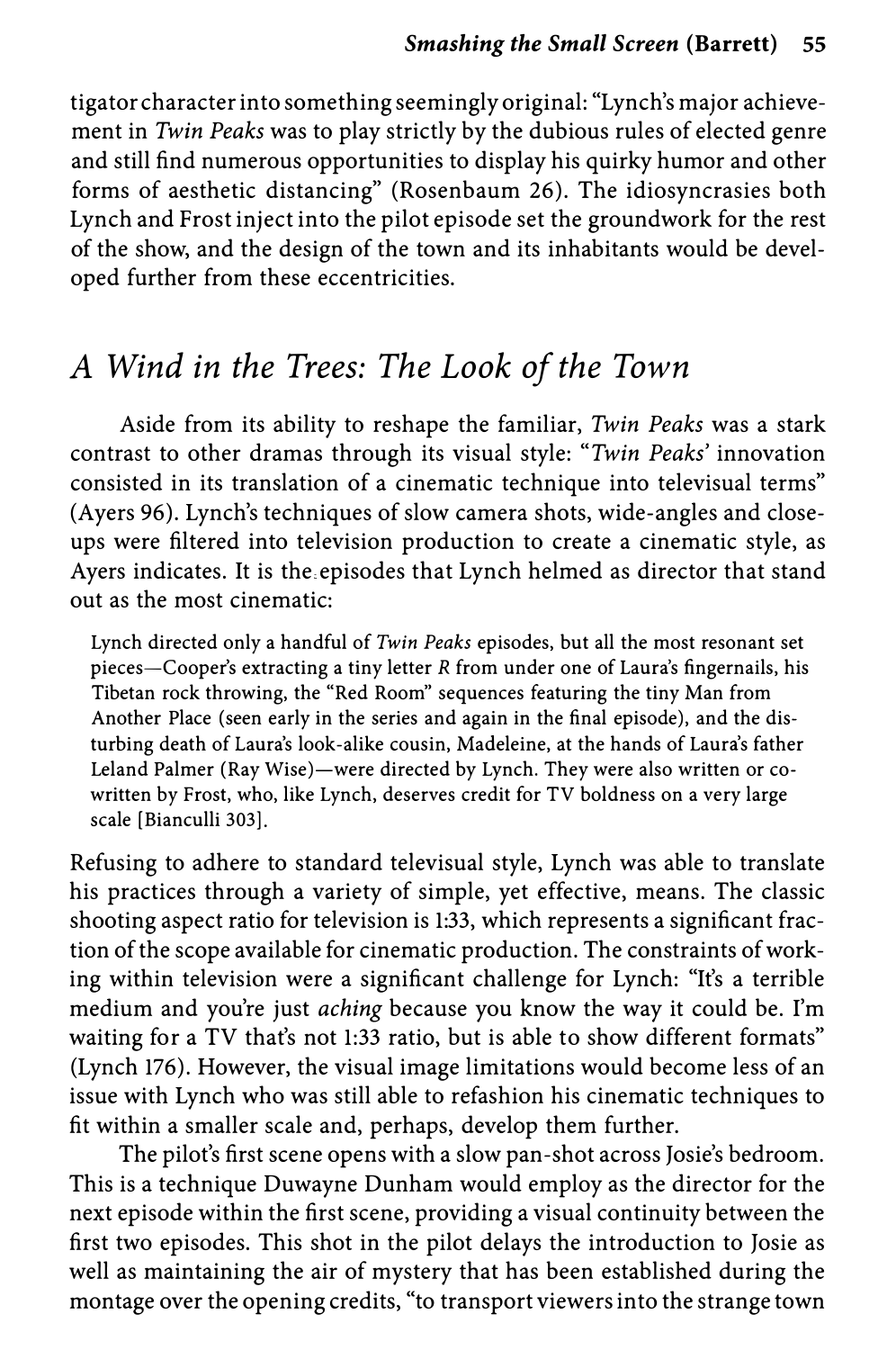tigator character into something seemingly original: "Lynch's major achievement in *Twin Peaks* was to play strictly by the dubious rules of elected genre and still find numerous opportunities to display his quirky humor and other forms of aesthetic distancing" (Rosenbaum 26). The idiosyncrasies both Lynch and Frost inject into the pilot episode set the groundwork for the rest of the show, and the design of the town and its inhabitants would be developed further from these eccentricities.

## *A Wind in the Trees: The Look of the Town*

Aside from its ability to reshape the familiar, *Twin Peaks* was a stark contrast to other dramas through its visual style: "*Twin Peaks*' innovation consisted in its translation of a cinematic technique into televisual terms" (Ayers 96). Lynch's techniques of slow camera shots, wide-angles and close-ups were filtered into television production to create a cinematic style, as Ayers indicates. It is the episodes that Lynch helmed as director that stand out as the most cinematic:

> Lynch directed only a handful of *Twin Peaks* episodes, but all the most resonant set pieces—Cooper's extracting a tiny letter *R* from under one of Laura's fingernails, his Tibetan rock throwing, the "Red Room" sequences featuring the tiny Man from Another Place (seen early in the series and again in the final episode), and the disturbing death of Laura's look-alike cousin, Madeleine, at the hands of Laura's father Leland Palmer (Ray Wise)—were directed by Lynch. They were also written or co-written by Frost, who, like Lynch, deserves credit for TV boldness on a very large scale [Bianculli 303].

Refusing to adhere to standard televisual style, Lynch was able to translate his practices through a variety of simple, yet effective, means. The classic shooting aspect ratio for television is 1:33, which represents a significant fraction of the scope available for cinematic production. The constraints of working within television were a significant challenge for Lynch: "It's a terrible medium and you're just *aching* because you know the way it could be. I'm waiting for a TV that's not 1:33 ratio, but is able to show different formats" (Lynch 176). However, the visual image limitations would become less of an issue with Lynch who was still able to refashion his cinematic techniques to fit within a smaller scale and, perhaps, develop them further.

The pilot's first scene opens with a slow pan-shot across Josie's bedroom. This is a technique Duwayne Dunham would employ as the director for the next episode within the first scene, providing a visual continuity between the first two episodes. This shot in the pilot delays the introduction to Josie as well as maintaining the air of mystery that has been established during the montage over the opening credits, "to transport viewers into the strange town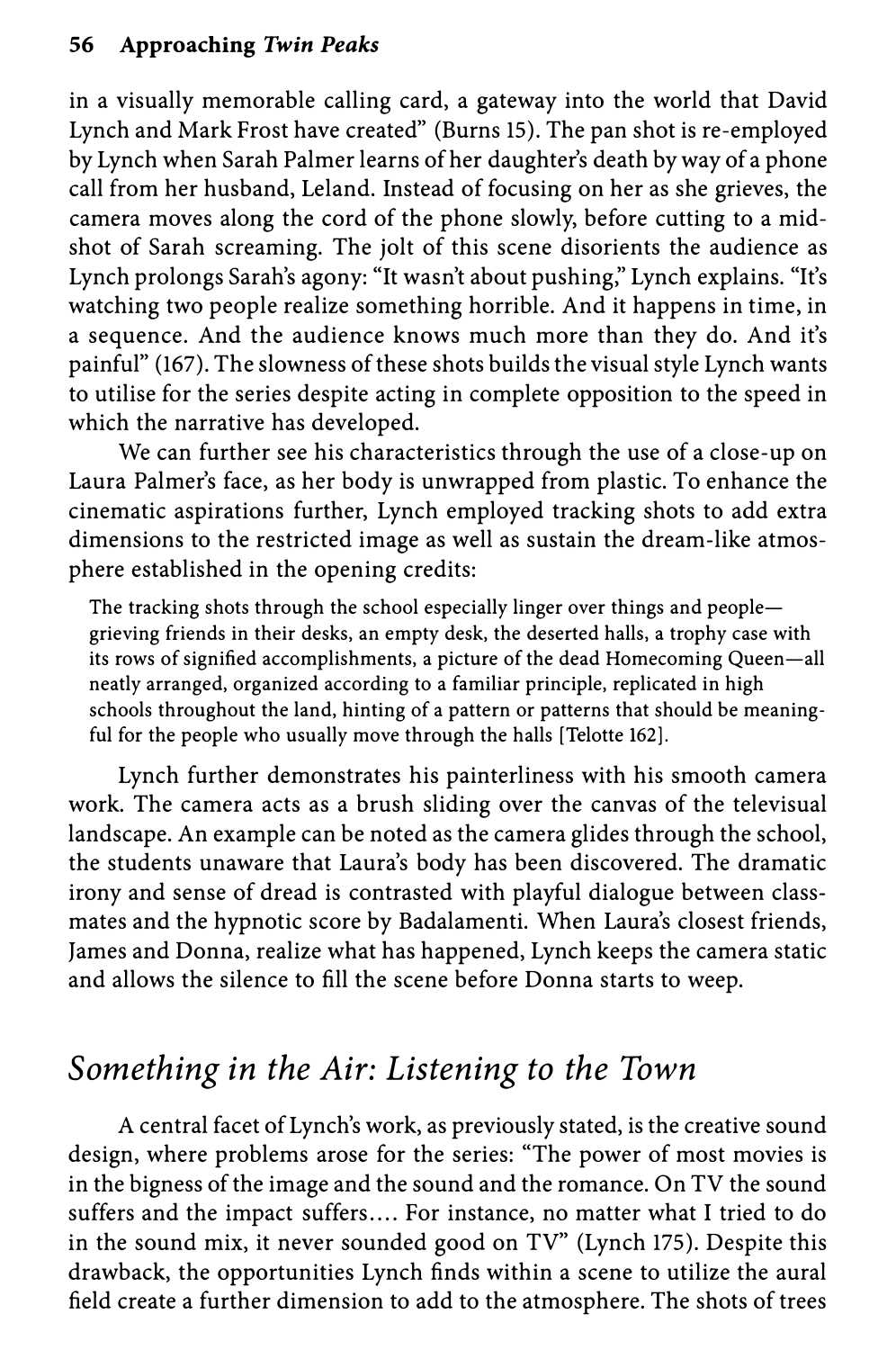in a visually memorable calling card, a gateway into the world that David Lynch and Mark Frost have created" (Burns 15). The pan shot is re-employed by Lynch when Sarah Palmer learns of her daughter's death by way of a phone call from her husband, Leland. Instead of focusing on her as she grieves, the camera moves along the cord of the phone slowly, before cutting to a mid-shot of Sarah screaming. The jolt of this scene disorients the audience as Lynch prolongs Sarah's agony: "It wasn't about pushing," Lynch explains. "It's watching two people realize something horrible. And it happens in time, in a sequence. And the audience knows much more than they do. And it's painful" (167). The slowness of these shots builds the visual style Lynch wants to utilise for the series despite acting in complete opposition to the speed in which the narrative has developed.

We can further see his characteristics through the use of a close-up on Laura Palmer's face, as her body is unwrapped from plastic. To enhance the cinematic aspirations further, Lynch employed tracking shots to add extra dimensions to the restricted image as well as sustain the dream-like atmosphere established in the opening credits:

> The tracking shots through the school especially linger over things and people—grieving friends in their desks, an empty desk, the deserted halls, a trophy case with its rows of signified accomplishments, a picture of the dead Homecoming Queen—all neatly arranged, organized according to a familiar principle, replicated in high schools throughout the land, hinting of a pattern or patterns that should be meaningful for the people who usually move through the halls [Telotte 162].

Lynch further demonstrates his painterliness with his smooth camera work. The camera acts as a brush sliding over the canvas of the televisual landscape. An example can be noted as the camera glides through the school, the students unaware that Laura's body has been discovered. The dramatic irony and sense of dread is contrasted with playful dialogue between classmates and the hypnotic score by Badalamenti. When Laura's closest friends, James and Donna, realize what has happened, Lynch keeps the camera static and allows the silence to fill the scene before Donna starts to weep.

## *Something in the Air: Listening to the Town*

A central facet of Lynch's work, as previously stated, is the creative sound design, where problems arose for the series: "The power of most movies is in the bigness of the image and the sound and the romance. On TV the sound suffers and the impact suffers.... For instance, no matter what I tried to do in the sound mix, it never sounded good on TV" (Lynch 175). Despite this drawback, the opportunities Lynch finds within a scene to utilize the aural field create a further dimension to add to the atmosphere. The shots of trees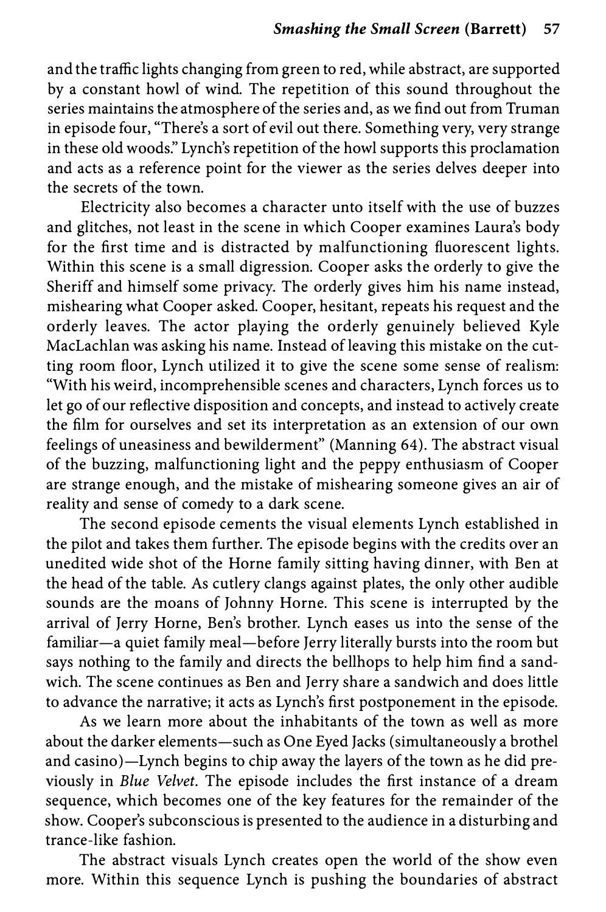and the traffic lights changing from green to red, while abstract, are supported by a constant howl of wind. The repetition of this sound throughout the series maintains the atmosphere of the series and, as we find out from Truman in episode four, "There's a sort of evil out there. Something very, very strange in these old woods." Lynch's repetition of the howl supports this proclamation and acts as a reference point for the viewer as the series delves deeper into the secrets of the town.

Electricity also becomes a character unto itself with the use of buzzes and glitches, not least in the scene in which Cooper examines Laura's body for the first time and is distracted by malfunctioning fluorescent lights. Within this scene is a small digression. Cooper asks the orderly to give the Sheriff and himself some privacy. The orderly gives him his name instead, mishearing what Cooper asked. Cooper, hesitant, repeats his request and the orderly leaves. The actor playing the orderly genuinely believed Kyle MacLachlan was asking his name. Instead of leaving this mistake on the cutting room floor, Lynch utilized it to give the scene some sense of realism: "With his weird, incomprehensible scenes and characters, Lynch forces us to let go of our reflective disposition and concepts, and instead to actively create the film for ourselves and set its interpretation as an extension of our own feelings of uneasiness and bewilderment" (Manning 64). The abstract visual of the buzzing, malfunctioning light and the peppy enthusiasm of Cooper are strange enough, and the mistake of mishearing someone gives an air of reality and sense of comedy to a dark scene.

The second episode cements the visual elements Lynch established in the pilot and takes them further. The episode begins with the credits over an unedited wide shot of the Horne family sitting having dinner, with Ben at the head of the table. As cutlery clangs against plates, the only other audible sounds are the moans of Johnny Horne. This scene is interrupted by the arrival of Jerry Horne, Ben's brother. Lynch eases us into the sense of the familiar—a quiet family meal—before Jerry literally bursts into the room but says nothing to the family and directs the bellhops to help him find a sandwich. The scene continues as Ben and Jerry share a sandwich and does little to advance the narrative; it acts as Lynch's first postponement in the episode.

As we learn more about the inhabitants of the town as well as more about the darker elements—such as One Eyed Jacks (simultaneously a brothel and casino)—Lynch begins to chip away the layers of the town as he did previously in *Blue Velvet*. The episode includes the first instance of a dream sequence, which becomes one of the key features for the remainder of the show. Cooper's subconscious is presented to the audience in a disturbing and trance-like fashion.

The abstract visuals Lynch creates open the world of the show even more. Within this sequence Lynch is pushing the boundaries of abstract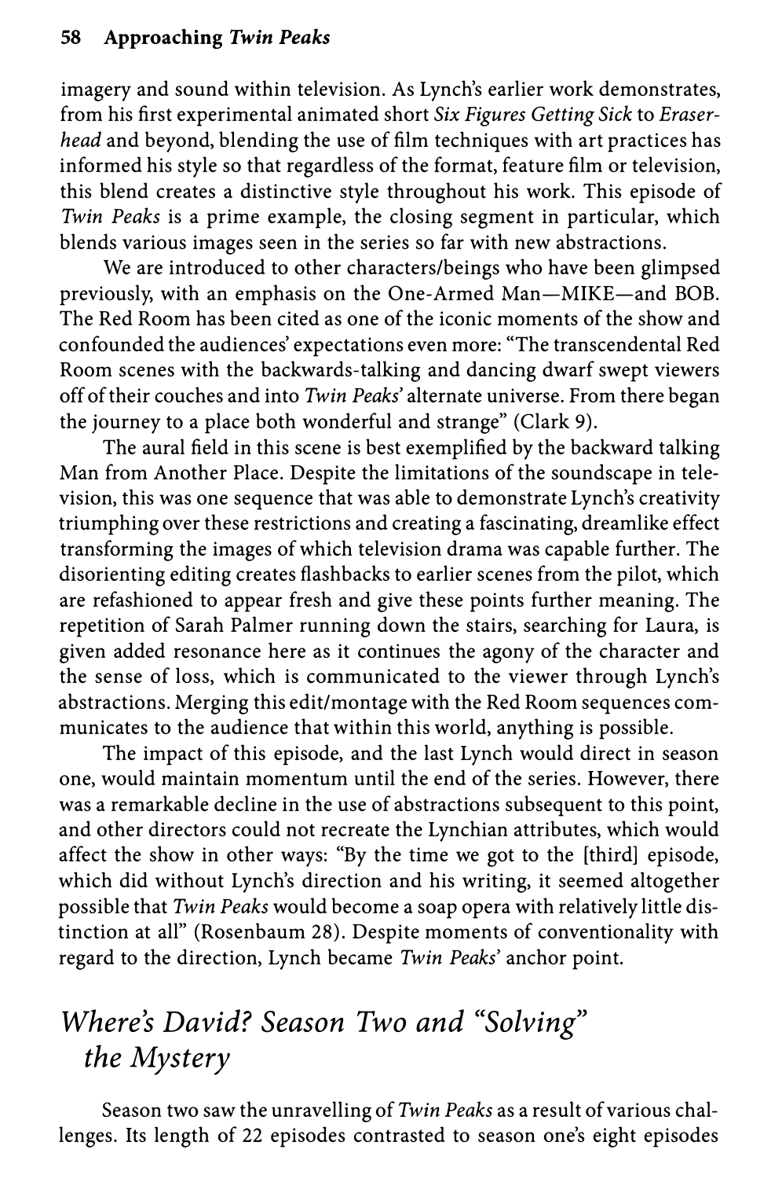imagery and sound within television. As Lynch's earlier work demonstrates, from his first experimental animated short *Six Figures Getting Sick* to *Eraserhead* and beyond, blending the use of film techniques with art practices has informed his style so that regardless of the format, feature film or television, this blend creates a distinctive style throughout his work. This episode of *Twin Peaks* is a prime example, the closing segment in particular, which blends various images seen in the series so far with new abstractions.

We are introduced to other characters/beings who have been glimpsed previously, with an emphasis on the One-Armed Man—MIKE—and BOB. The Red Room has been cited as one of the iconic moments of the show and confounded the audiences' expectations even more: "The transcendental Red Room scenes with the backwards-talking and dancing dwarf swept viewers off of their couches and into *Twin Peaks'* alternate universe. From there began the journey to a place both wonderful and strange" (Clark 9).

The aural field in this scene is best exemplified by the backward talking Man from Another Place. Despite the limitations of the soundscape in television, this was one sequence that was able to demonstrate Lynch's creativity triumphing over these restrictions and creating a fascinating, dreamlike effect transforming the images of which television drama was capable further. The disorienting editing creates flashbacks to earlier scenes from the pilot, which are refashioned to appear fresh and give these points further meaning. The repetition of Sarah Palmer running down the stairs, searching for Laura, is given added resonance here as it continues the agony of the character and the sense of loss, which is communicated to the viewer through Lynch's abstractions. Merging this edit/montage with the Red Room sequences communicates to the audience that within this world, anything is possible.

The impact of this episode, and the last Lynch would direct in season one, would maintain momentum until the end of the series. However, there was a remarkable decline in the use of abstractions subsequent to this point, and other directors could not recreate the Lynchian attributes, which would affect the show in other ways: "By the time we got to the [third] episode, which did without Lynch's direction and his writing, it seemed altogether possible that *Twin Peaks* would become a soap opera with relatively little distinction at all" (Rosenbaum 28). Despite moments of conventionality with regard to the direction, Lynch became *Twin Peaks'* anchor point.

## *Where's David? Season Two and "Solving" the Mystery*

Season two saw the unravelling of *Twin Peaks* as a result of various challenges. Its length of 22 episodes contrasted to season one's eight episodes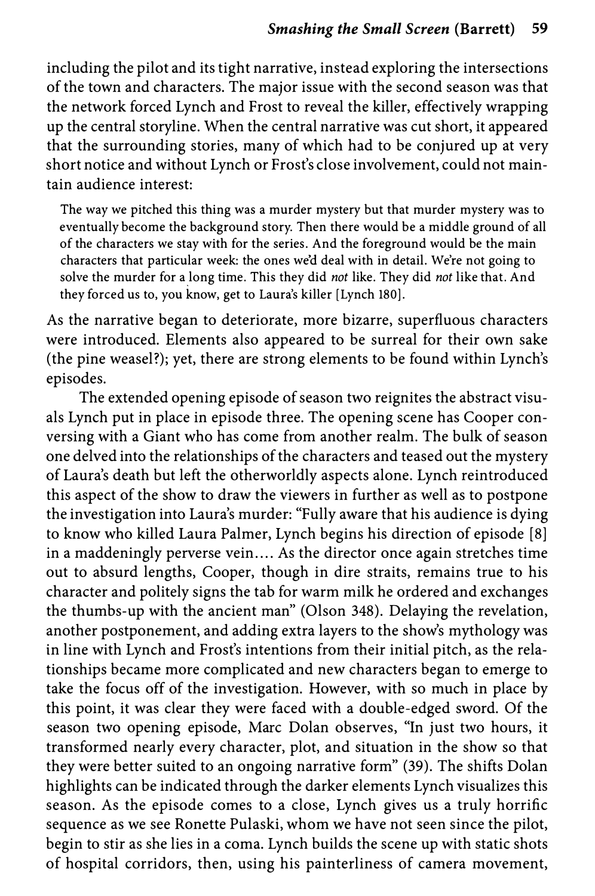including the pilot and its tight narrative, instead exploring the intersections of the town and characters. The major issue with the second season was that the network forced Lynch and Frost to reveal the killer, effectively wrapping up the central storyline. When the central narrative was cut short, it appeared that the surrounding stories, many of which had to be conjured up at very short notice and without Lynch or Frost's close involvement, could not maintain audience interest:

> The way we pitched this thing was a murder mystery but that murder mystery was to eventually become the background story. Then there would be a middle ground of all of the characters we stay with for the series. And the foreground would be the main characters that particular week: the ones we'd deal with in detail. We're not going to solve the murder for a long time. This they did *not* like. They did *not* like that. And they forced us to, you know, get to Laura's killer [Lynch 180].

As the narrative began to deteriorate, more bizarre, superfluous characters were introduced. Elements also appeared to be surreal for their own sake (the pine weasel?); yet, there are strong elements to be found within Lynch's episodes.

The extended opening episode of season two reignites the abstract visuals Lynch put in place in episode three. The opening scene has Cooper conversing with a Giant who has come from another realm. The bulk of season one delved into the relationships of the characters and teased out the mystery of Laura's death but left the otherworldly aspects alone. Lynch reintroduced this aspect of the show to draw the viewers in further as well as to postpone the investigation into Laura's murder: "Fully aware that his audience is dying to know who killed Laura Palmer, Lynch begins his direction of episode [8] in a maddeningly perverse vein.... As the director once again stretches time out to absurd lengths, Cooper, though in dire straits, remains true to his character and politely signs the tab for warm milk he ordered and exchanges the thumbs-up with the ancient man" (Olson 348). Delaying the revelation, another postponement, and adding extra layers to the show's mythology was in line with Lynch and Frost's intentions from their initial pitch, as the relationships became more complicated and new characters began to emerge to take the focus off of the investigation. However, with so much in place by this point, it was clear they were faced with a double-edged sword. Of the season two opening episode, Marc Dolan observes, "In just two hours, it transformed nearly every character, plot, and situation in the show so that they were better suited to an ongoing narrative form" (39). The shifts Dolan highlights can be indicated through the darker elements Lynch visualizes this season. As the episode comes to a close, Lynch gives us a truly horrific sequence as we see Ronette Pulaski, whom we have not seen since the pilot, begin to stir as she lies in a coma. Lynch builds the scene up with static shots of hospital corridors, then, using his painterliness of camera movement,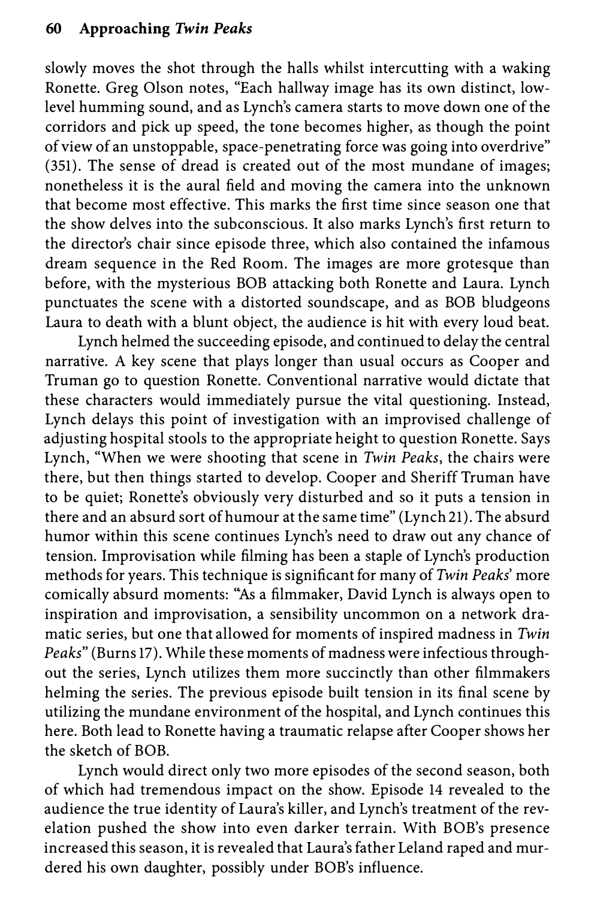slowly moves the shot through the halls whilst intercutting with a waking Ronette. Greg Olson notes, "Each hallway image has its own distinct, low-level humming sound, and as Lynch's camera starts to move down one of the corridors and pick up speed, the tone becomes higher, as though the point of view of an unstoppable, space-penetrating force was going into overdrive" (351). The sense of dread is created out of the most mundane of images; nonetheless it is the aural field and moving the camera into the unknown that become most effective. This marks the first time since season one that the show delves into the subconscious. It also marks Lynch's first return to the director's chair since episode three, which also contained the infamous dream sequence in the Red Room. The images are more grotesque than before, with the mysterious BOB attacking both Ronette and Laura. Lynch punctuates the scene with a distorted soundscape, and as BOB bludgeons Laura to death with a blunt object, the audience is hit with every loud beat.

Lynch helmed the succeeding episode, and continued to delay the central narrative. A key scene that plays longer than usual occurs as Cooper and Truman go to question Ronette. Conventional narrative would dictate that these characters would immediately pursue the vital questioning. Instead, Lynch delays this point of investigation with an improvised challenge of adjusting hospital stools to the appropriate height to question Ronette. Says Lynch, "When we were shooting that scene in *Twin Peaks*, the chairs were there, but then things started to develop. Cooper and Sheriff Truman have to be quiet; Ronette's obviously very disturbed and so it puts a tension in there and an absurd sort of humour at the same time" (Lynch 21). The absurd humor within this scene continues Lynch's need to draw out any chance of tension. Improvisation while filming has been a staple of Lynch's production methods for years. This technique is significant for many of *Twin Peaks*' more comically absurd moments: "As a filmmaker, David Lynch is always open to inspiration and improvisation, a sensibility uncommon on a network dramatic series, but one that allowed for moments of inspired madness in *Twin Peaks*" (Burns 17). While these moments of madness were infectious throughout the series, Lynch utilizes them more succinctly than other filmmakers helming the series. The previous episode built tension in its final scene by utilizing the mundane environment of the hospital, and Lynch continues this here. Both lead to Ronette having a traumatic relapse after Cooper shows her the sketch of BOB.

Lynch would direct only two more episodes of the second season, both of which had tremendous impact on the show. Episode 14 revealed to the audience the true identity of Laura's killer, and Lynch's treatment of the revelation pushed the show into even darker terrain. With BOB's presence increased this season, it is revealed that Laura's father Leland raped and murdered his own daughter, possibly under BOB's influence.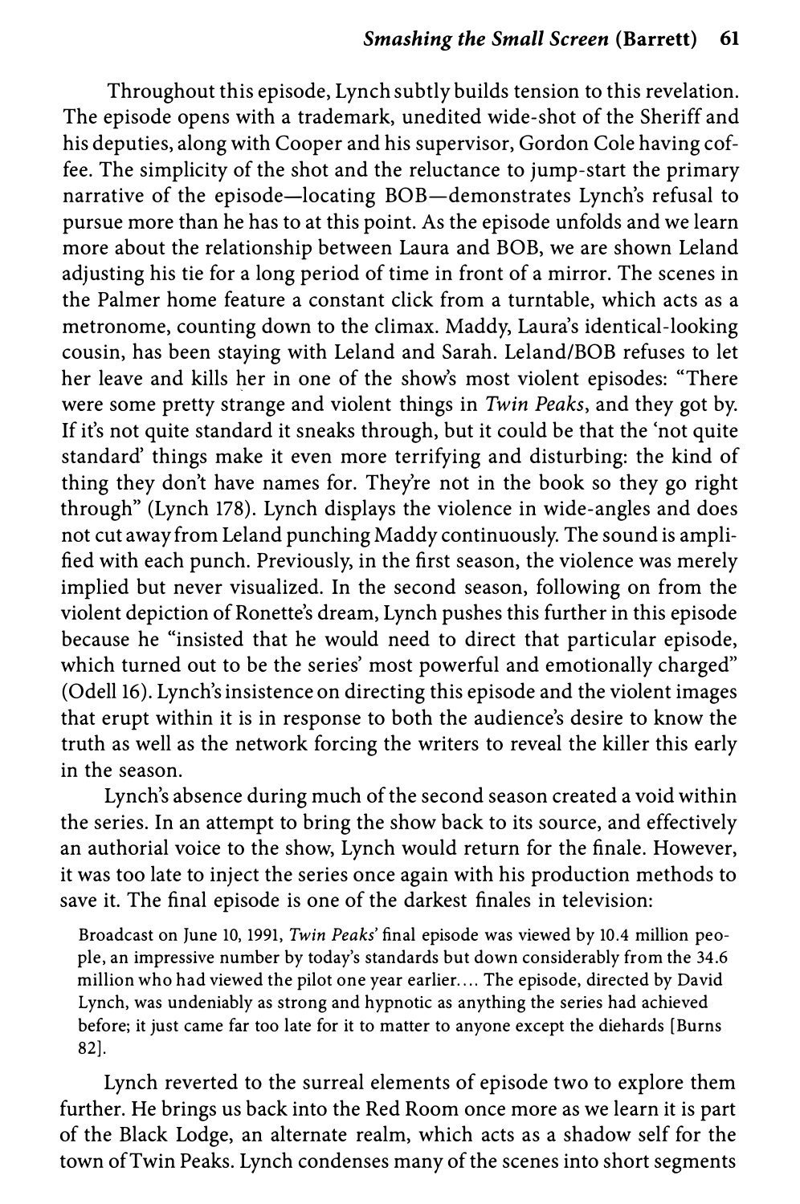Throughout this episode, Lynch subtly builds tension to this revelation. The episode opens with a trademark, unedited wide-shot of the Sheriff and his deputies, along with Cooper and his supervisor, Gordon Cole having coffee. The simplicity of the shot and the reluctance to jump-start the primary narrative of the episode—locating BOB—demonstrates Lynch's refusal to pursue more than he has to at this point. As the episode unfolds and we learn more about the relationship between Laura and BOB, we are shown Leland adjusting his tie for a long period of time in front of a mirror. The scenes in the Palmer home feature a constant click from a turntable, which acts as a metronome, counting down to the climax. Maddy, Laura's identical-looking cousin, has been staying with Leland and Sarah. Leland/BOB refuses to let her leave and kills her in one of the show's most violent episodes: "There were some pretty strange and violent things in *Twin Peaks*, and they got by. If it's not quite standard it sneaks through, but it could be that the 'not quite standard' things make it even more terrifying and disturbing: the kind of thing they don't have names for. They're not in the book so they go right through" (Lynch 178). Lynch displays the violence in wide-angles and does not cut away from Leland punching Maddy continuously. The sound is amplified with each punch. Previously, in the first season, the violence was merely implied but never visualized. In the second season, following on from the violent depiction of Ronette's dream, Lynch pushes this further in this episode because he "insisted that he would need to direct that particular episode, which turned out to be the series' most powerful and emotionally charged" (Odell 16). Lynch's insistence on directing this episode and the violent images that erupt within it is in response to both the audience's desire to know the truth as well as the network forcing the writers to reveal the killer this early in the season.

Lynch's absence during much of the second season created a void within the series. In an attempt to bring the show back to its source, and effectively an authorial voice to the show, Lynch would return for the finale. However, it was too late to inject the series once again with his production methods to save it. The final episode is one of the darkest finales in television:

> Broadcast on June 10, 1991, *Twin Peaks'* final episode was viewed by 10.4 million people, an impressive number by today's standards but down considerably from the 34.6 million who had viewed the pilot one year earlier.... The episode, directed by David Lynch, was undeniably as strong and hypnotic as anything the series had achieved before; it just came far too late for it to matter to anyone except the diehards [Burns 82].

Lynch reverted to the surreal elements of episode two to explore them further. He brings us back into the Red Room once more as we learn it is part of the Black Lodge, an alternate realm, which acts as a shadow self for the town of Twin Peaks. Lynch condenses many of the scenes into short segments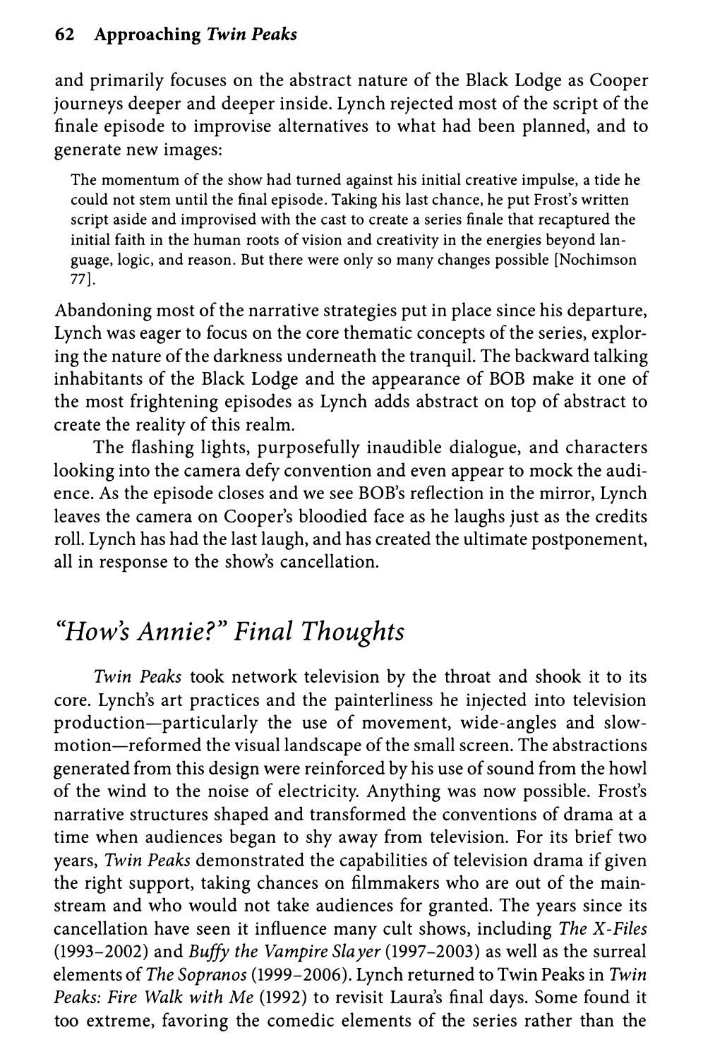and primarily focuses on the abstract nature of the Black Lodge as Cooper journeys deeper and deeper inside. Lynch rejected most of the script of the finale episode to improvise alternatives to what had been planned, and to generate new images:

> The momentum of the show had turned against his initial creative impulse, a tide he could not stem until the final episode. Taking his last chance, he put Frost's written script aside and improvised with the cast to create a series finale that recaptured the initial faith in the human roots of vision and creativity in the energies beyond language, logic, and reason. But there were only so many changes possible [Nochimson 77].

Abandoning most of the narrative strategies put in place since his departure, Lynch was eager to focus on the core thematic concepts of the series, exploring the nature of the darkness underneath the tranquil. The backward talking inhabitants of the Black Lodge and the appearance of BOB make it one of the most frightening episodes as Lynch adds abstract on top of abstract to create the reality of this realm.

The flashing lights, purposefully inaudible dialogue, and characters looking into the camera defy convention and even appear to mock the audience. As the episode closes and we see BOB's reflection in the mirror, Lynch leaves the camera on Cooper's bloodied face as he laughs just as the credits roll. Lynch has had the last laugh, and has created the ultimate postponement, all in response to the show's cancellation.

## *"How's Annie?" Final Thoughts*

*Twin Peaks* took network television by the throat and shook it to its core. Lynch's art practices and the painterliness he injected into television production—particularly the use of movement, wide-angles and slow-motion—reformed the visual landscape of the small screen. The abstractions generated from this design were reinforced by his use of sound from the howl of the wind to the noise of electricity. Anything was now possible. Frost's narrative structures shaped and transformed the conventions of drama at a time when audiences began to shy away from television. For its brief two years, *Twin Peaks* demonstrated the capabilities of television drama if given the right support, taking chances on filmmakers who are out of the mainstream and who would not take audiences for granted. The years since its cancellation have seen it influence many cult shows, including *The X-Files* (1993–2002) and *Buffy the Vampire Slayer* (1997–2003) as well as the surreal elements of *The Sopranos* (1999–2006). Lynch returned to Twin Peaks in *Twin Peaks: Fire Walk with Me* (1992) to revisit Laura's final days. Some found it too extreme, favoring the comedic elements of the series rather than the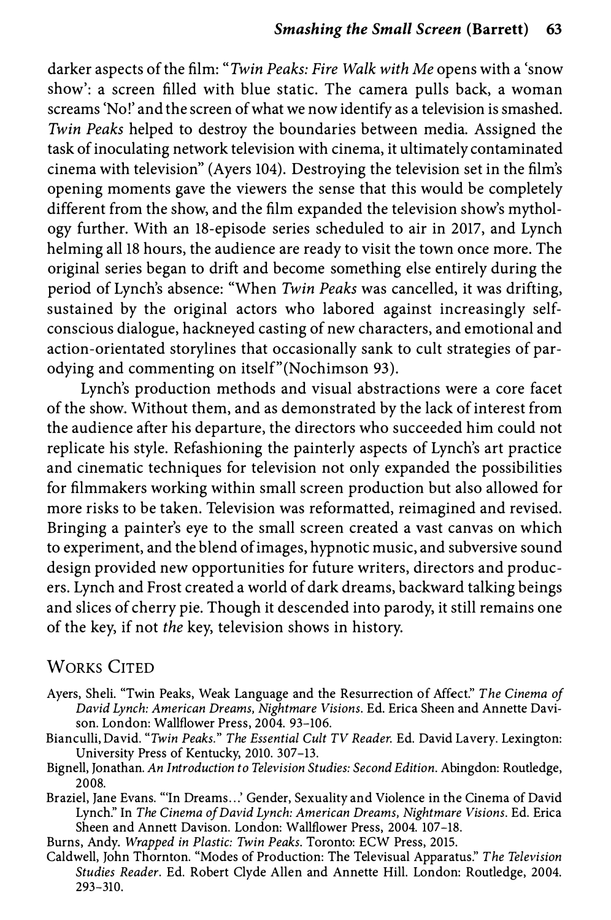darker aspects of the film: "*Twin Peaks: Fire Walk with Me* opens with a 'snow show': a screen filled with blue static. The camera pulls back, a woman screams 'No!' and the screen of what we now identify as a television is smashed. *Twin Peaks* helped to destroy the boundaries between media. Assigned the task of inoculating network television with cinema, it ultimately contaminated cinema with television" (Ayers 104). Destroying the television set in the film's opening moments gave the viewers the sense that this would be completely different from the show, and the film expanded the television show's mythology further. With an 18-episode series scheduled to air in 2017, and Lynch helming all 18 hours, the audience are ready to visit the town once more. The original series began to drift and become something else entirely during the period of Lynch's absence: "When *Twin Peaks* was cancelled, it was drifting, sustained by the original actors who labored against increasingly self-conscious dialogue, hackneyed casting of new characters, and emotional and action-orientated storylines that occasionally sank to cult strategies of parodying and commenting on itself"(Nochimson 93).

Lynch's production methods and visual abstractions were a core facet of the show. Without them, and as demonstrated by the lack of interest from the audience after his departure, the directors who succeeded him could not replicate his style. Refashioning the painterly aspects of Lynch's art practice and cinematic techniques for television not only expanded the possibilities for filmmakers working within small screen production but also allowed for more risks to be taken. Television was reformatted, reimagined and revised. Bringing a painter's eye to the small screen created a vast canvas on which to experiment, and the blend of images, hypnotic music, and subversive sound design provided new opportunities for future writers, directors and producers. Lynch and Frost created a world of dark dreams, backward talking beings and slices of cherry pie. Though it descended into parody, it still remains one of the key, if not *the* key, television shows in history.

## Works Cited

Ayers, Sheli. "Twin Peaks, Weak Language and the Resurrection of Affect." *The Cinema of David Lynch: American Dreams, Nightmare Visions*. Ed. Erica Sheen and Annette Davison. London: Wallflower Press, 2004. 93–106.

Bianculli, David. "*Twin Peaks*." *The Essential Cult TV Reader*. Ed. David Lavery. Lexington: University Press of Kentucky, 2010. 307–13.

Bignell, Jonathan. *An Introduction to Television Studies: Second Edition*. Abingdon: Routledge, 2008.

Braziel, Jane Evans. "'In Dreams...' Gender, Sexuality and Violence in the Cinema of David Lynch." In *The Cinema of David Lynch: American Dreams, Nightmare Visions*. Ed. Erica Sheen and Annett Davison. London: Wallflower Press, 2004. 107–18.

Burns, Andy. *Wrapped in Plastic: Twin Peaks*. Toronto: ECW Press, 2015.

Caldwell, John Thornton. "Modes of Production: The Televisual Apparatus." *The Television Studies Reader*. Ed. Robert Clyde Allen and Annette Hill. London: Routledge, 2004. 293–310.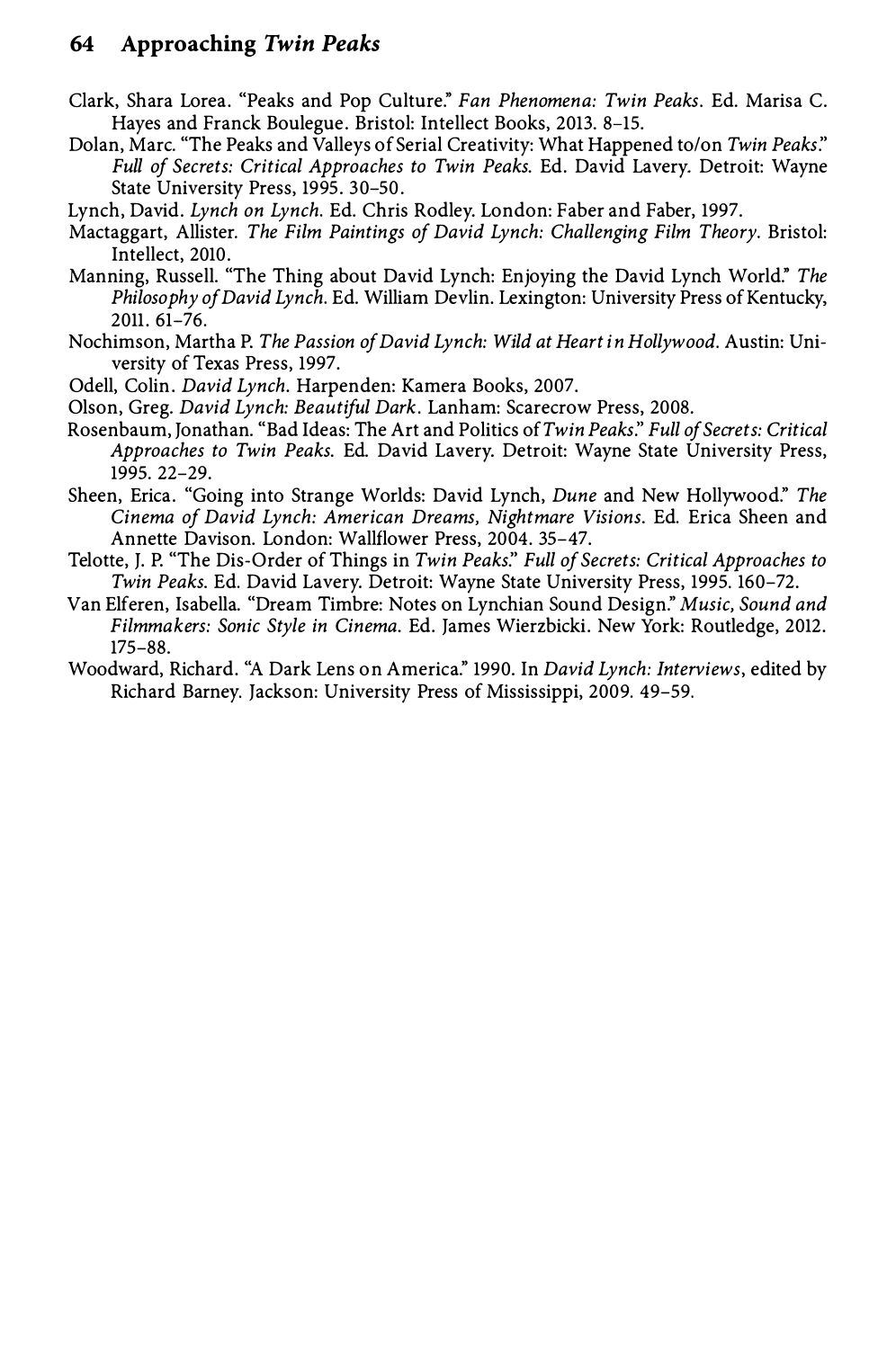Clark, Shara Lorea. "Peaks and Pop Culture." *Fan Phenomena: Twin Peaks*. Ed. Marisa C. Hayes and Franck Boulegue. Bristol: Intellect Books, 2013. 8–15.

Dolan, Marc. "The Peaks and Valleys of Serial Creativity: What Happened to/on *Twin Peaks*." *Full of Secrets: Critical Approaches to Twin Peaks*. Ed. David Lavery. Detroit: Wayne State University Press, 1995. 30–50.

Lynch, David. *Lynch on Lynch*. Ed. Chris Rodley. London: Faber and Faber, 1997.

Mactaggart, Allister. *The Film Paintings of David Lynch: Challenging Film Theory*. Bristol: Intellect, 2010.

Manning, Russell. "The Thing about David Lynch: Enjoying the David Lynch World." *The Philosophy of David Lynch*. Ed. William Devlin. Lexington: University Press of Kentucky, 2011. 61–76.

Nochimson, Martha P. *The Passion of David Lynch: Wild at Heart in Hollywood*. Austin: University of Texas Press, 1997.

Odell, Colin. *David Lynch*. Harpenden: Kamera Books, 2007.

Olson, Greg. *David Lynch: Beautiful Dark*. Lanham: Scarecrow Press, 2008.

Rosenbaum, Jonathan. "Bad Ideas: The Art and Politics of *Twin Peaks*." *Full of Secrets: Critical Approaches to Twin Peaks*. Ed. David Lavery. Detroit: Wayne State University Press, 1995. 22–29.

Sheen, Erica. "Going into Strange Worlds: David Lynch, *Dune* and New Hollywood." *The Cinema of David Lynch: American Dreams, Nightmare Visions*. Ed. Erica Sheen and Annette Davison. London: Wallflower Press, 2004. 35–47.

Telotte, J. P. "The Dis-Order of Things in *Twin Peaks*." *Full of Secrets: Critical Approaches to Twin Peaks*. Ed. David Lavery. Detroit: Wayne State University Press, 1995. 160–72.

Van Elferen, Isabella. "Dream Timbre: Notes on Lynchian Sound Design." *Music, Sound and Filmmakers: Sonic Style in Cinema*. Ed. James Wierzbicki. New York: Routledge, 2012. 175–88.

Woodward, Richard. "A Dark Lens on America." 1990. In *David Lynch: Interviews*, edited by Richard Barney. Jackson: University Press of Mississippi, 2009. 49–59.